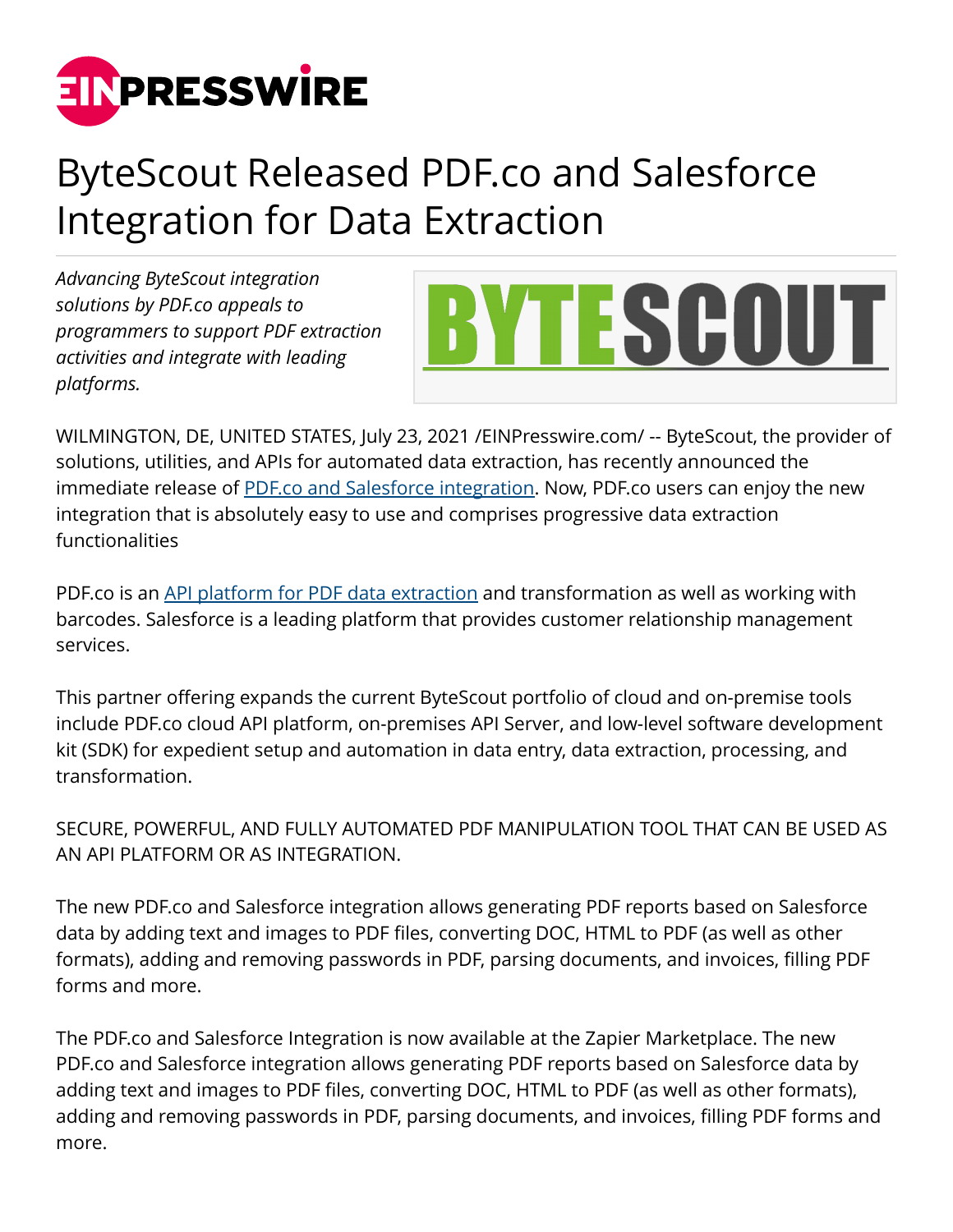# ByteScout Released PDF.co and Salesforce Integration for Data Extraction

*Advancing ByteScout integration solutions by PDF.co appeals to programmers to support PDF extraction activities and integrate with leading platforms.*

WILMINGTON, DE, UNITED STATES, July 23, 2021 /EINPresswire.com/ -- ByteScout, the provider of solutions, utilities, and APIs for automated data extraction, has recently announced the immediate release of PDF.co and Salesforce integration. Now, PDF.co users can enjoy the new integration that is absolutely easy to use and comprises progressive data extraction functionalities

PDF.co is an API platform for PDF data extraction and transformation as well as working with barcodes. Salesforce is a leading platform that provides customer relationship management services.

This partner offering expands the current ByteScout portfolio of cloud and on-premise tools include PDF.co cloud API platform, on-premises API Server, and low-level software development kit (SDK) for expedient setup and automation in data entry, data extraction, processing, and transformation.

SECURE, POWERFUL, AND FULLY AUTOMATED PDF MANIPULATION TOOL THAT CAN BE USED AS AN API PLATFORM OR AS INTEGRATION.

The new PDF.co and Salesforce integration allows generating PDF reports based on Salesforce data by adding text and images to PDF files, converting DOC, HTML to PDF (as well as other formats), adding and removing passwords in PDF, parsing documents, and invoices, filling PDF forms and more.

The PDF.co and Salesforce Integration is now available at the Zapier Marketplace. The new PDF.co and Salesforce integration allows generating PDF reports based on Salesforce data by adding text and images to PDF files, converting DOC, HTML to PDF (as well as other formats), adding and removing passwords in PDF, parsing documents, and invoices, filling PDF forms and more.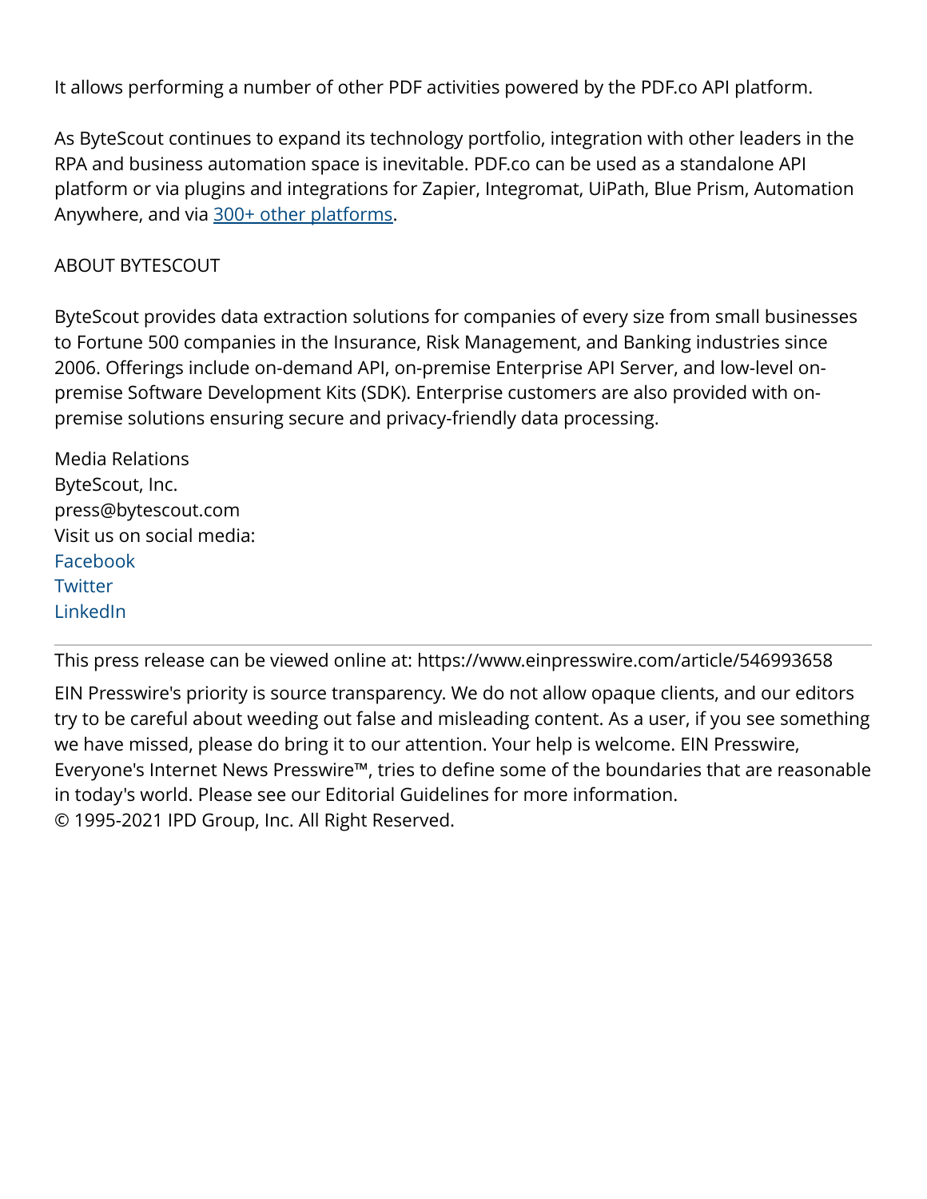It allows performing a number of other PDF activities powered by the PDF.co API platform.

As ByteScout continues to expand its technology portfolio, integration with other leaders in the RPA and business automation space is inevitable. PDF.co can be used as a standalone API platform or via plugins and integrations for Zapier, Integromat, UiPath, Blue Prism, Automation Anywhere, and via 300+ other platforms.

ABOUT BYTESCOUT

ByteScout provides data extraction solutions for companies of every size from small businesses to Fortune 500 companies in the Insurance, Risk Management, and Banking industries since 2006. Offerings include on-demand API, on-premise Enterprise API Server, and low-level on-premise Software Development Kits (SDK). Enterprise customers are also provided with on-premise solutions ensuring secure and privacy-friendly data processing.

Media Relations
ByteScout, Inc.
press@bytescout.com
Visit us on social media:
Facebook
Twitter
LinkedIn

---

This press release can be viewed online at: https://www.einpresswire.com/article/546993658

EIN Presswire's priority is source transparency. We do not allow opaque clients, and our editors try to be careful about weeding out false and misleading content. As a user, if you see something we have missed, please do bring it to our attention. Your help is welcome. EIN Presswire, Everyone's Internet News Presswire™, tries to define some of the boundaries that are reasonable in today's world. Please see our Editorial Guidelines for more information.
© 1995-2021 IPD Group, Inc. All Right Reserved.